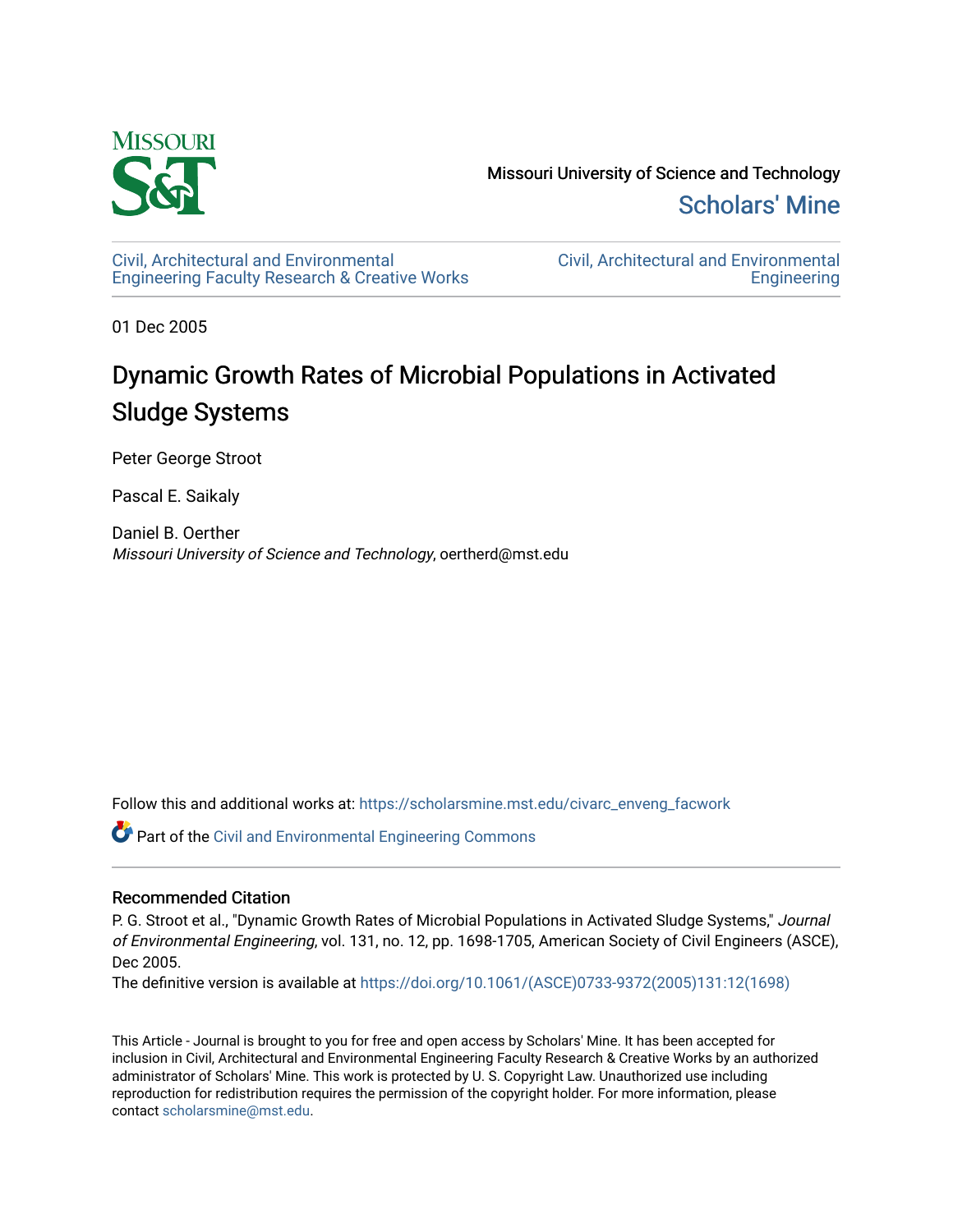Missouri University of Science and Technology

Scholars' Mine

Civil, Architectural and Environmental Engineering Faculty Research & Creative Works

Civil, Architectural and Environmental Engineering

01 Dec 2005

# Dynamic Growth Rates of Microbial Populations in Activated Sludge Systems

Peter George Stroot

Pascal E. Saikaly

Daniel B. Oerther
*Missouri University of Science and Technology*, oertherd@mst.edu

Follow this and additional works at: https://scholarsmine.mst.edu/civarc_enveng_facwork

Part of the Civil and Environmental Engineering Commons

## Recommended Citation

P. G. Stroot et al., "Dynamic Growth Rates of Microbial Populations in Activated Sludge Systems," *Journal of Environmental Engineering*, vol. 131, no. 12, pp. 1698-1705, American Society of Civil Engineers (ASCE), Dec 2005.

The definitive version is available at https://doi.org/10.1061/(ASCE)0733-9372(2005)131:12(1698)

This Article - Journal is brought to you for free and open access by Scholars' Mine. It has been accepted for inclusion in Civil, Architectural and Environmental Engineering Faculty Research & Creative Works by an authorized administrator of Scholars' Mine. This work is protected by U. S. Copyright Law. Unauthorized use including reproduction for redistribution requires the permission of the copyright holder. For more information, please contact scholarsmine@mst.edu.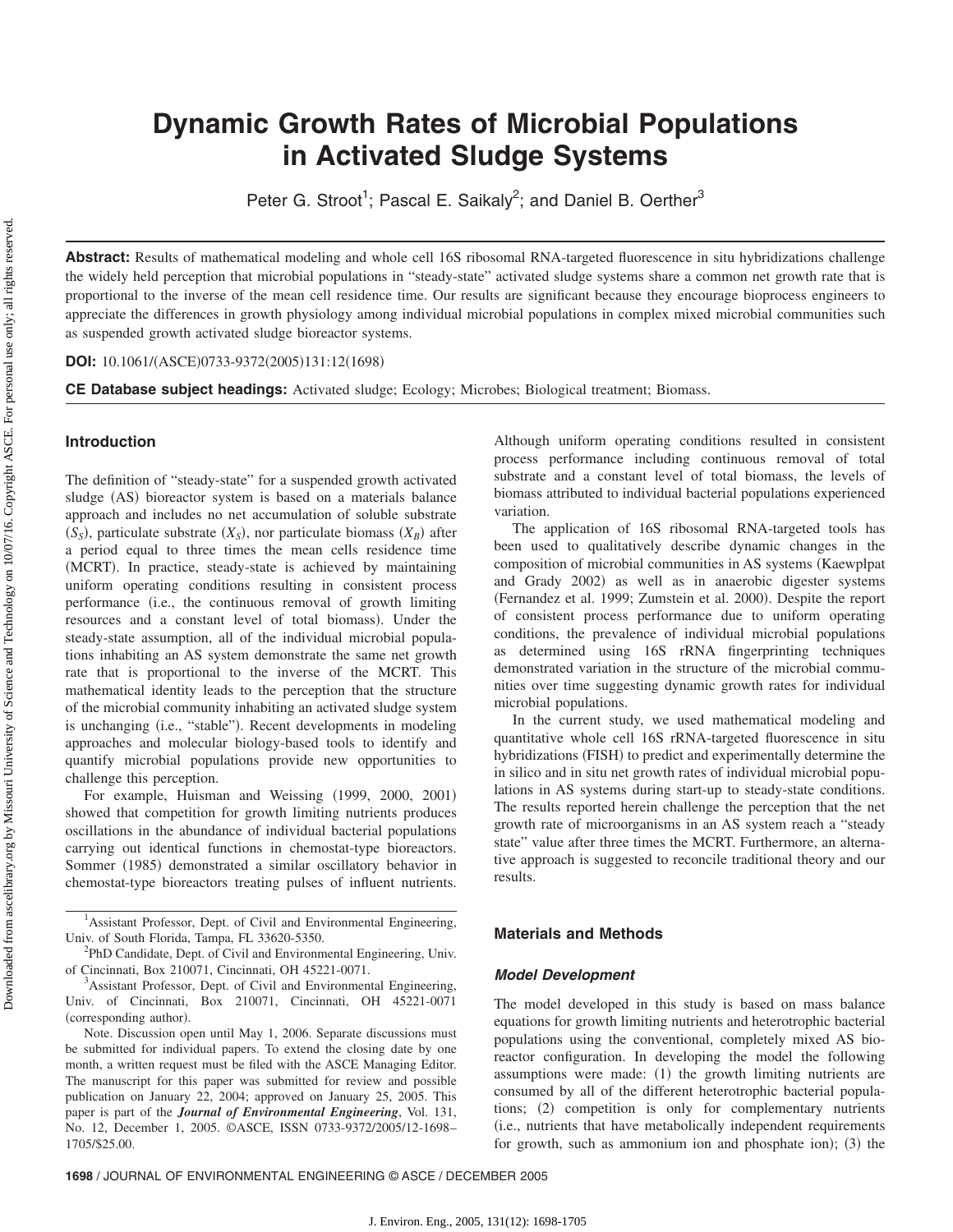# Dynamic Growth Rates of Microbial Populations in Activated Sludge Systems

Peter G. Stroot[1]; Pascal E. Saikaly[2]; and Daniel B. Oerther[3]

**Abstract:** Results of mathematical modeling and whole cell 16S ribosomal RNA-targeted fluorescence in situ hybridizations challenge the widely held perception that microbial populations in "steady-state" activated sludge systems share a common net growth rate that is proportional to the inverse of the mean cell residence time. Our results are significant because they encourage bioprocess engineers to appreciate the differences in growth physiology among individual microbial populations in complex mixed microbial communities such as suspended growth activated sludge bioreactor systems.

**DOI:** 10.1061/(ASCE)0733-9372(2005)131:12(1698)

**CE Database subject headings:** Activated sludge; Ecology; Microbes; Biological treatment; Biomass.

## Introduction

The definition of "steady-state" for a suspended growth activated sludge (AS) bioreactor system is based on a materials balance approach and includes no net accumulation of soluble substrate ($S_S$), particulate substrate ($X_S$), nor particulate biomass ($X_B$) after a period equal to three times the mean cells residence time (MCRT). In practice, steady-state is achieved by maintaining uniform operating conditions resulting in consistent process performance (i.e., the continuous removal of growth limiting resources and a constant level of total biomass). Under the steady-state assumption, all of the individual microbial populations inhabiting an AS system demonstrate the same net growth rate that is proportional to the inverse of the MCRT. This mathematical identity leads to the perception that the structure of the microbial community inhabiting an activated sludge system is unchanging (i.e., "stable"). Recent developments in modeling approaches and molecular biology-based tools to identify and quantify microbial populations provide new opportunities to challenge this perception.

For example, Huisman and Weissing (1999, 2000, 2001) showed that competition for growth limiting nutrients produces oscillations in the abundance of individual bacterial populations carrying out identical functions in chemostat-type bioreactors. Sommer (1985) demonstrated a similar oscillatory behavior in chemostat-type bioreactors treating pulses of influent nutrients. Although uniform operating conditions resulted in consistent process performance including continuous removal of total substrate and a constant level of total biomass, the levels of biomass attributed to individual bacterial populations experienced variation.

The application of 16S ribosomal RNA-targeted tools has been used to qualitatively describe dynamic changes in the composition of microbial communities in AS systems (Kaewplpat and Grady 2002) as well as in anaerobic digester systems (Fernandez et al. 1999; Zumstein et al. 2000). Despite the report of consistent process performance due to uniform operating conditions, the prevalence of individual microbial populations as determined using 16S rRNA fingerprinting techniques demonstrated variation in the structure of the microbial communities over time suggesting dynamic growth rates for individual microbial populations.

In the current study, we used mathematical modeling and quantitative whole cell 16S rRNA-targeted fluorescence in situ hybridizations (FISH) to predict and experimentally determine the in silico and in situ net growth rates of individual microbial populations in AS systems during start-up to steady-state conditions. The results reported herein challenge the perception that the net growth rate of microorganisms in an AS system reach a "steady state" value after three times the MCRT. Furthermore, an alternative approach is suggested to reconcile traditional theory and our results.

## Materials and Methods

### Model Development

The model developed in this study is based on mass balance equations for growth limiting nutrients and heterotrophic bacterial populations using the conventional, completely mixed AS bioreactor configuration. In developing the model the following assumptions were made: (1) the growth limiting nutrients are consumed by all of the different heterotrophic bacterial populations; (2) competition is only for complementary nutrients (i.e., nutrients that have metabolically independent requirements for growth, such as ammonium ion and phosphate ion); (3) the

---

[1]Assistant Professor, Dept. of Civil and Environmental Engineering, Univ. of South Florida, Tampa, FL 33620-5350.

[2]PhD Candidate, Dept. of Civil and Environmental Engineering, Univ. of Cincinnati, Box 210071, Cincinnati, OH 45221-0071.

[3]Assistant Professor, Dept. of Civil and Environmental Engineering, Univ. of Cincinnati, Box 210071, Cincinnati, OH 45221-0071 (corresponding author).

Note. Discussion open until May 1, 2006. Separate discussions must be submitted for individual papers. To extend the closing date by one month, a written request must be filed with the ASCE Managing Editor. The manuscript for this paper was submitted for review and possible publication on January 22, 2004; approved on January 25, 2005. This paper is part of the ***Journal of Environmental Engineering***, Vol. 131, No. 12, December 1, 2005. ©ASCE, ISSN 0733-9372/2005/12-1698–1705/$25.00.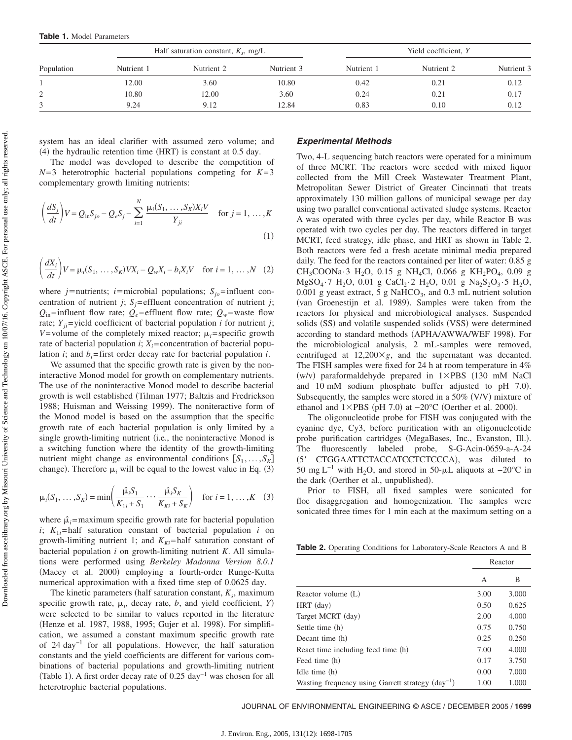**Table 1.** Model Parameters

| Population | Half saturation constant, $K_s$, mg/L | | | Yield coefficient, $Y$ | | |
|---|---|---|---|---|---|---|
| | Nutrient 1 | Nutrient 2 | Nutrient 3 | Nutrient 1 | Nutrient 2 | Nutrient 3 |
| 1 | 12.00 | 3.60 | 10.80 | 0.42 | 0.21 | 0.12 |
| 2 | 10.80 | 12.00 | 3.60 | 0.24 | 0.21 | 0.17 |
| 3 | 9.24 | 9.12 | 12.84 | 0.83 | 0.10 | 0.12 |

system has an ideal clarifier with assumed zero volume; and (4) the hydraulic retention time (HRT) is constant at 0.5 day.

The model was developed to describe the competition of $N=3$ heterotrophic bacterial populations competing for $K=3$ complementary growth limiting nutrients:

$$\left(\frac{dS_j}{dt}\right)V = Q_{\text{in}}S_{jo} - Q_eS_j - \sum_{i=1}^{N}\frac{\mu_i(S_1,\ldots,S_K)X_iV}{Y_{ji}} \quad \text{for } j=1,\ldots,K \tag{1}$$

$$\left(\frac{dX_i}{dt}\right)V = \mu_i(S_1,\ldots,S_K)VX_i - Q_wX_i - b_iX_iV \quad \text{for } i=1,\ldots,N \tag{2}$$

where $j$=nutrients; $i$=microbial populations; $S_{jo}$=influent concentration of nutrient $j$; $S_j$=effluent concentration of nutrient $j$; $Q_{\text{in}}$=influent flow rate; $Q_e$=effluent flow rate; $Q_w$=waste flow rate; $Y_{ji}$=yield coefficient of bacterial population $i$ for nutrient $j$; $V$=volume of the completely mixed reactor; $\mu_i$=specific growth rate of bacterial population $i$; $X_i$=concentration of bacterial population $i$; and $b_i$=first order decay rate for bacterial population $i$.

We assumed that the specific growth rate is given by the noninteractive Monod model for growth on complementary nutrients. The use of the noninteractive Monod model to describe bacterial growth is well established (Tilman 1977; Baltzis and Fredrickson 1988; Huisman and Weissing 1999). The noniteractive form of the Monod model is based on the assumption that the specific growth rate of each bacterial population is only limited by a single growth-limiting nutrient (i.e., the noninteractive Monod is a switching function where the identity of the growth-limiting nutrient might change as environmental conditions $[S_1,\ldots,S_K]$ change). Therefore $\mu_i$ will be equal to the lowest value in Eq. (3)

$$\mu_i(S_1,\ldots,S_K) = \min\left(\frac{\hat{\mu}_iS_1}{K_{1i}+S_1}\cdots\frac{\hat{\mu}_iS_K}{K_{Ki}+S_K}\right) \quad \text{for } i=1,\ldots,K \tag{3}$$

where $\hat{\mu}_i$=maximum specific growth rate for bacterial population $i$; $K_{1i}$=half saturation constant of bacterial population $i$ on growth-limiting nutrient 1; and $K_{Ki}$=half saturation constant of bacterial population $i$ on growth-limiting nutrient $K$. All simulations were performed using *Berkeley Madonna Version 8.0.1* (Macey et al. 2000) employing a fourth-order Runge-Kutta numerical approximation with a fixed time step of 0.0625 day.

The kinetic parameters (half saturation constant, $K_s$, maximum specific growth rate, $\mu_i$, decay rate, $b$, and yield coefficient, $Y$) were selected to be similar to values reported in the literature (Henze et al. 1987, 1988, 1995; Gujer et al. 1998). For simplification, we assumed a constant maximum specific growth rate of 24 $\text{day}^{-1}$ for all populations. However, the half saturation constants and the yield coefficients are different for various combinations of bacterial populations and growth-limiting nutrient (Table 1). A first order decay rate of 0.25 $\text{day}^{-1}$ was chosen for all heterotrophic bacterial populations.

### *Experimental Methods*

Two, 4-L sequencing batch reactors were operated for a minimum of three MCRT. The reactors were seeded with mixed liquor collected from the Mill Creek Wastewater Treatment Plant, Metropolitan Sewer District of Greater Cincinnati that treats approximately 130 million gallons of municipal sewage per day using two parallel conventional activated sludge systems. Reactor A was operated with three cycles per day, while Reactor B was operated with two cycles per day. The reactors differed in target MCRT, feed strategy, idle phase, and HRT as shown in Table 2. Both reactors were fed a fresh acetate minimal media prepared daily. The feed for the reactors contained per liter of water: 0.85 g $CH_3COONa \cdot 3\ H_2O$, 0.15 g $NH_4Cl$, 0.066 g $KH_2PO_4$, 0.09 g $MgSO_4 \cdot 7\ H_2O$, 0.01 g $CaCl_2 \cdot 2\ H_2O$, 0.01 g $Na_2S_2O_3 \cdot 5\ H_2O$, 0.001 g yeast extract, 5 g $NaHCO_3$, and 0.3 mL nutrient solution (van Groenestijn et al. 1989). Samples were taken from the reactors for physical and microbiological analyses. Suspended solids (SS) and volatile suspended solids (VSS) were determined according to standard methods (APHA/AWWA/WEF 1998). For the microbiological analysis, 2 mL-samples were removed, centrifuged at $12{,}200\times g$, and the supernatant was decanted. The FISH samples were fixed for 24 h at room temperature in 4% (w/v) paraformaldehyde prepared in 1×PBS (130 mM NaCl and 10 mM sodium phosphate buffer adjusted to pH 7.0). Subsequently, the samples were stored in a 50% (V/V) mixture of ethanol and 1×PBS (pH 7.0) at $-20°C$ (Oerther et al. 2000).

The oligonucleotide probe for FISH was conjugated with the cyanine dye, Cy3, before purification with an oligonucleotide probe purification cartridges (MegaBases, Inc., Evanston, Ill.). The fluorescently labeled probe, S-G-Acin-0659-a-A-24 (5′ CTGGAATTCTACCATCCTCTCCCA), was diluted to 50 mg $\text{L}^{-1}$ with $H_2O$, and stored in 50-μL aliquots at $-20°C$ in the dark (Oerther et al., unpublished).

Prior to FISH, all fixed samples were sonicated for floc disaggregation and homogenization. The samples were sonicated three times for 1 min each at the maximum setting on a

**Table 2.** Operating Conditions for Laboratory-Scale Reactors A and B

| | Reactor | |
|---|---|---|
| | A | B |
| Reactor volume (L) | 3.00 | 3.000 |
| HRT (day) | 0.50 | 0.625 |
| Target MCRT (day) | 2.00 | 4.000 |
| Settle time (h) | 0.75 | 0.750 |
| Decant time (h) | 0.25 | 0.250 |
| React time including feed time (h) | 7.00 | 4.000 |
| Feed time (h) | 0.17 | 3.750 |
| Idle time (h) | 0.00 | 7.000 |
| Wasting frequency using Garrett strategy ($\text{day}^{-1}$) | 1.00 | 1.000 |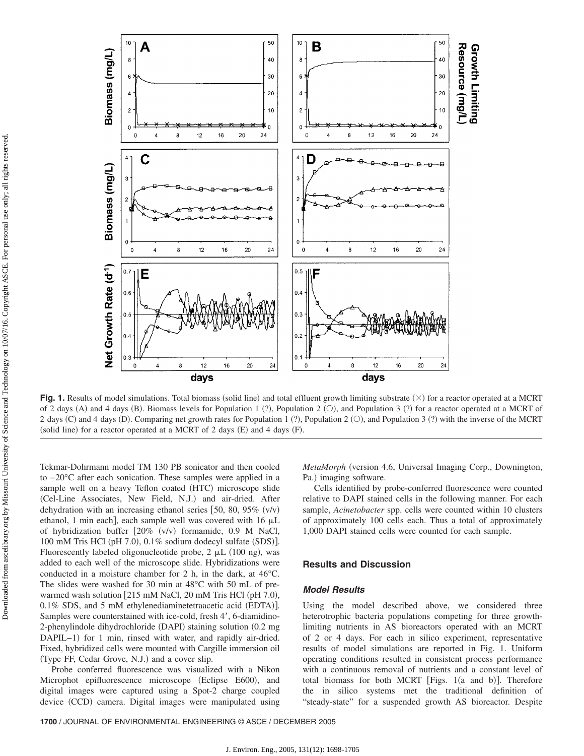**Fig. 1.** Results of model simulations. Total biomass (solid line) and total effluent growth limiting substrate (×) for a reactor operated at a MCRT of 2 days (A) and 4 days (B). Biomass levels for Population 1 (?), Population 2 (○), and Population 3 (?) for a reactor operated at a MCRT of 2 days (C) and 4 days (D). Comparing net growth rates for Population 1 (?), Population 2 (○), and Population 3 (?) with the inverse of the MCRT (solid line) for a reactor operated at a MCRT of 2 days (E) and 4 days (F).

Tekmar-Dohrmann model TM 130 PB sonicator and then cooled to −20°C after each sonication. These samples were applied in a sample well on a heavy Teflon coated (HTC) microscope slide (Cel-Line Associates, New Field, N.J.) and air-dried. After dehydration with an increasing ethanol series [50, 80, 95% (v/v) ethanol, 1 min each], each sample well was covered with 16 μL of hybridization buffer [20% (v/v) formamide, 0.9 M NaCl, 100 mM Tris HCl (pH 7.0), 0.1% sodium dodecyl sulfate (SDS)]. Fluorescently labeled oligonucleotide probe, 2 μL (100 ng), was added to each well of the microscope slide. Hybridizations were conducted in a moisture chamber for 2 h, in the dark, at 46°C. The slides were washed for 30 min at 48°C with 50 mL of prewarmed wash solution [215 mM NaCl, 20 mM Tris HCl (pH 7.0), 0.1% SDS, and 5 mM ethylenediaminetetraacetic acid (EDTA)]. Samples were counterstained with ice-cold, fresh 4′, 6-diamidino-2-phenylindole dihydrochloride (DAPI) staining solution (0.2 mg DAPIL−1) for 1 min, rinsed with water, and rapidly air-dried. Fixed, hybridized cells were mounted with Cargille immersion oil (Type FF, Cedar Grove, N.J.) and a cover slip.

Probe conferred fluorescence was visualized with a Nikon Microphot epifluorescence microscope (Eclipse E600), and digital images were captured using a Spot-2 charge coupled device (CCD) camera. Digital images were manipulated using *MetaMorph* (version 4.6, Universal Imaging Corp., Downington, Pa.) imaging software.

Cells identified by probe-conferred fluorescence were counted relative to DAPI stained cells in the following manner. For each sample, *Acinetobacter* spp. cells were counted within 10 clusters of approximately 100 cells each. Thus a total of approximately 1,000 DAPI stained cells were counted for each sample.

## Results and Discussion

### Model Results

Using the model described above, we considered three heterotrophic bacteria populations competing for three growth-limiting nutrients in AS bioreactors operated with an MCRT of 2 or 4 days. For each in silico experiment, representative results of model simulations are reported in Fig. 1. Uniform operating conditions resulted in consistent process performance with a continuous removal of nutrients and a constant level of total biomass for both MCRT [Figs. 1(a and b)]. Therefore the in silico systems met the traditional definition of "steady-state" for a suspended growth AS bioreactor. Despite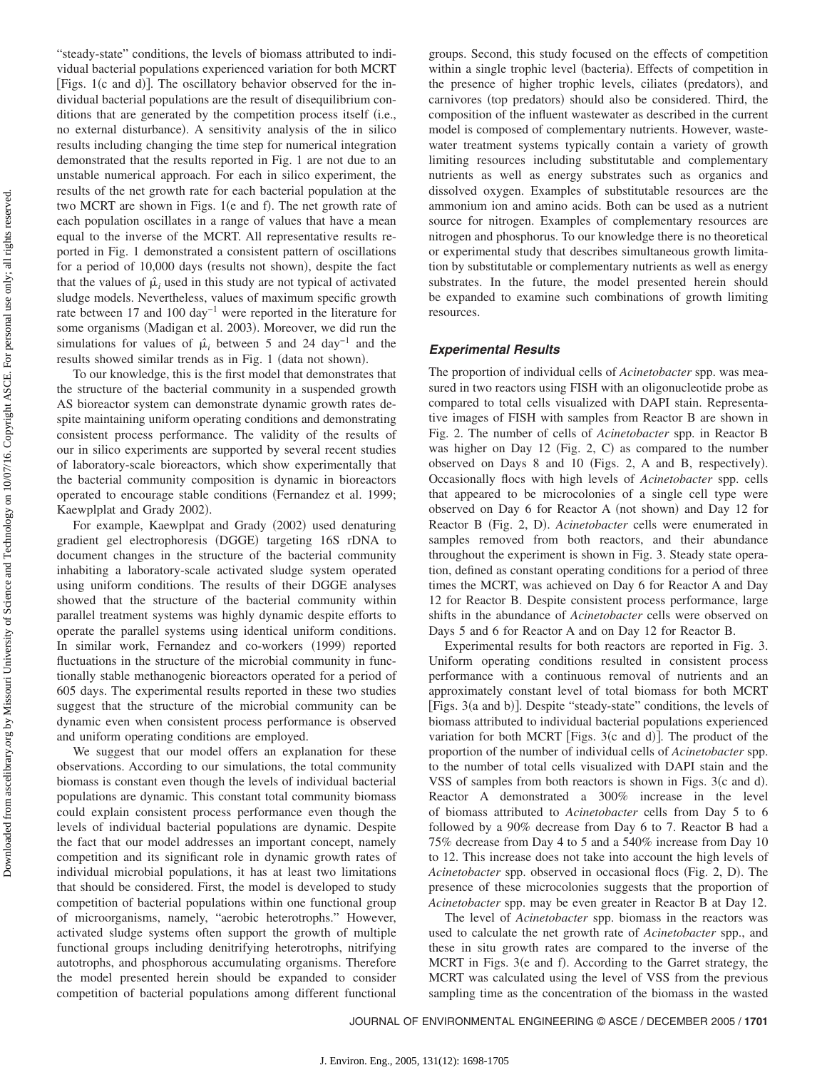"steady-state" conditions, the levels of biomass attributed to individual bacterial populations experienced variation for both MCRT [Figs. 1(c and d)]. The oscillatory behavior observed for the individual bacterial populations are the result of disequilibrium conditions that are generated by the competition process itself (i.e., no external disturbance). A sensitivity analysis of the in silico results including changing the time step for numerical integration demonstrated that the results reported in Fig. 1 are not due to an unstable numerical approach. For each in silico experiment, the results of the net growth rate for each bacterial population at the two MCRT are shown in Figs. 1(e and f). The net growth rate of each population oscillates in a range of values that have a mean equal to the inverse of the MCRT. All representative results reported in Fig. 1 demonstrated a consistent pattern of oscillations for a period of 10,000 days (results not shown), despite the fact that the values of $\hat{\mu}_i$ used in this study are not typical of activated sludge models. Nevertheless, values of maximum specific growth rate between 17 and 100 $\text{day}^{-1}$ were reported in the literature for some organisms (Madigan et al. 2003). Moreover, we did run the simulations for values of $\hat{\mu}_i$ between 5 and 24 $\text{day}^{-1}$ and the results showed similar trends as in Fig. 1 (data not shown).

To our knowledge, this is the first model that demonstrates that the structure of the bacterial community in a suspended growth AS bioreactor system can demonstrate dynamic growth rates despite maintaining uniform operating conditions and demonstrating consistent process performance. The validity of the results of our in silico experiments are supported by several recent studies of laboratory-scale bioreactors, which show experimentally that the bacterial community composition is dynamic in bioreactors operated to encourage stable conditions (Fernandez et al. 1999; Kaewplplat and Grady 2002).

For example, Kaewplplat and Grady (2002) used denaturing gradient gel electrophoresis (DGGE) targeting 16S rDNA to document changes in the structure of the bacterial community inhabiting a laboratory-scale activated sludge system operated using uniform conditions. The results of their DGGE analyses showed that the structure of the bacterial community within parallel treatment systems was highly dynamic despite efforts to operate the parallel systems using identical uniform conditions. In similar work, Fernandez and co-workers (1999) reported fluctuations in the structure of the microbial community in functionally stable methanogenic bioreactors operated for a period of 605 days. The experimental results reported in these two studies suggest that the structure of the microbial community can be dynamic even when consistent process performance is observed and uniform operating conditions are employed.

We suggest that our model offers an explanation for these observations. According to our simulations, the total community biomass is constant even though the levels of individual bacterial populations are dynamic. This constant total community biomass could explain consistent process performance even though the levels of individual bacterial populations are dynamic. Despite the fact that our model addresses an important concept, namely competition and its significant role in dynamic growth rates of individual microbial populations, it has at least two limitations that should be considered. First, the model is developed to study competition of bacterial populations within one functional group of microorganisms, namely, "aerobic heterotrophs." However, activated sludge systems often support the growth of multiple functional groups including denitrifying heterotrophs, nitrifying autotrophs, and phosphorous accumulating organisms. Therefore the model presented herein should be expanded to consider competition of bacterial populations among different functional groups. Second, this study focused on the effects of competition within a single trophic level (bacteria). Effects of competition in the presence of higher trophic levels, ciliates (predators), and carnivores (top predators) should also be considered. Third, the composition of the influent wastewater as described in the current model is composed of complementary nutrients. However, wastewater treatment systems typically contain a variety of growth limiting resources including substitutable and complementary nutrients as well as energy substrates such as organics and dissolved oxygen. Examples of substitutable resources are the ammonium ion and amino acids. Both can be used as a nutrient source for nitrogen. Examples of complementary resources are nitrogen and phosphorus. To our knowledge there is no theoretical or experimental study that describes simultaneous growth limitation by substitutable or complementary nutrients as well as energy substrates. In the future, the model presented herein should be expanded to examine such combinations of growth limiting resources.

## Experimental Results

The proportion of individual cells of *Acinetobacter* spp. was measured in two reactors using FISH with an oligonucleotide probe as compared to total cells visualized with DAPI stain. Representative images of FISH with samples from Reactor B are shown in Fig. 2. The number of cells of *Acinetobacter* spp. in Reactor B was higher on Day 12 (Fig. 2, C) as compared to the number observed on Days 8 and 10 (Figs. 2, A and B, respectively). Occasionally flocs with high levels of *Acinetobacter* spp. cells that appeared to be microcolonies of a single cell type were observed on Day 6 for Reactor A (not shown) and Day 12 for Reactor B (Fig. 2, D). *Acinetobacter* cells were enumerated in samples removed from both reactors, and their abundance throughout the experiment is shown in Fig. 3. Steady state operation, defined as constant operating conditions for a period of three times the MCRT, was achieved on Day 6 for Reactor A and Day 12 for Reactor B. Despite consistent process performance, large shifts in the abundance of *Acinetobacter* cells were observed on Days 5 and 6 for Reactor A and on Day 12 for Reactor B.

Experimental results for both reactors are reported in Fig. 3. Uniform operating conditions resulted in consistent process performance with a continuous removal of nutrients and an approximately constant level of total biomass for both MCRT [Figs. 3(a and b)]. Despite "steady-state" conditions, the levels of biomass attributed to individual bacterial populations experienced variation for both MCRT [Figs. 3(c and d)]. The product of the proportion of the number of individual cells of *Acinetobacter* spp. to the number of total cells visualized with DAPI stain and the VSS of samples from both reactors is shown in Figs. 3(c and d). Reactor A demonstrated a 300% increase in the level of biomass attributed to *Acinetobacter* cells from Day 5 to 6 followed by a 90% decrease from Day 6 to 7. Reactor B had a 75% decrease from Day 4 to 5 and a 540% increase from Day 10 to 12. This increase does not take into account the high levels of *Acinetobacter* spp. observed in occasional flocs (Fig. 2, D). The presence of these microcolonies suggests that the proportion of *Acinetobacter* spp. may be even greater in Reactor B at Day 12.

The level of *Acinetobacter* spp. biomass in the reactors was used to calculate the net growth rate of *Acinetobacter* spp., and these in situ growth rates are compared to the inverse of the MCRT in Figs. 3(e and f). According to the Garret strategy, the MCRT was calculated using the level of VSS from the previous sampling time as the concentration of the biomass in the wasted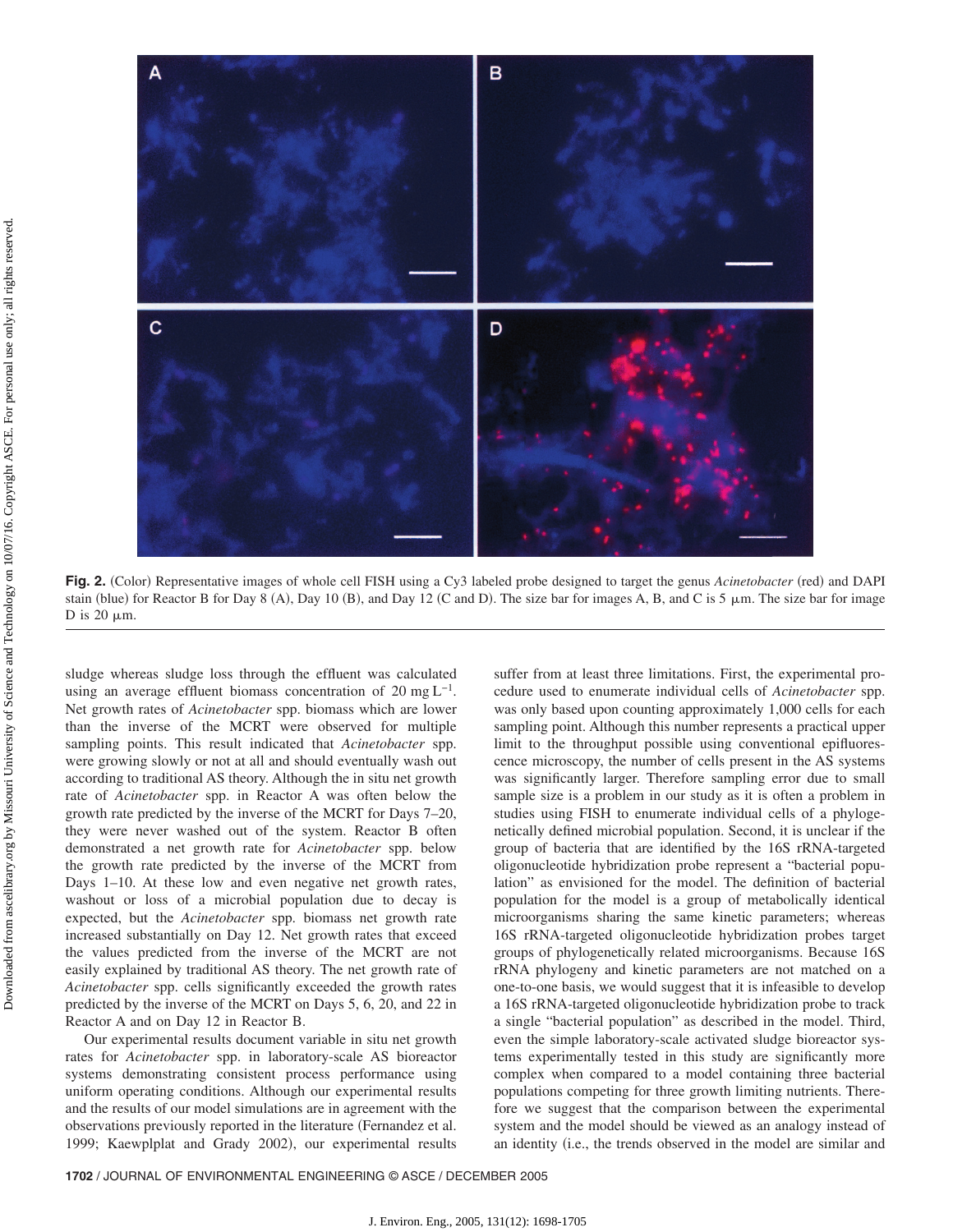**Fig. 2.** (Color) Representative images of whole cell FISH using a Cy3 labeled probe designed to target the genus *Acinetobacter* (red) and DAPI stain (blue) for Reactor B for Day 8 (A), Day 10 (B), and Day 12 (C and D). The size bar for images A, B, and C is 5 μm. The size bar for image D is 20 μm.

sludge whereas sludge loss through the effluent was calculated using an average effluent biomass concentration of 20 mg $L^{-1}$. Net growth rates of *Acinetobacter* spp. biomass which are lower than the inverse of the MCRT were observed for multiple sampling points. This result indicated that *Acinetobacter* spp. were growing slowly or not at all and should eventually wash out according to traditional AS theory. Although the in situ net growth rate of *Acinetobacter* spp. in Reactor A was often below the growth rate predicted by the inverse of the MCRT for Days 7–20, they were never washed out of the system. Reactor B often demonstrated a net growth rate for *Acinetobacter* spp. below the growth rate predicted by the inverse of the MCRT from Days 1–10. At these low and even negative net growth rates, washout or loss of a microbial population due to decay is expected, but the *Acinetobacter* spp. biomass net growth rate increased substantially on Day 12. Net growth rates that exceed the values predicted from the inverse of the MCRT are not easily explained by traditional AS theory. The net growth rate of *Acinetobacter* spp. cells significantly exceeded the growth rates predicted by the inverse of the MCRT on Days 5, 6, 20, and 22 in Reactor A and on Day 12 in Reactor B.

Our experimental results document variable in situ net growth rates for *Acinetobacter* spp. in laboratory-scale AS bioreactor systems demonstrating consistent process performance using uniform operating conditions. Although our experimental results and the results of our model simulations are in agreement with the observations previously reported in the literature (Fernandez et al. 1999; Kaewplplat and Grady 2002), our experimental results suffer from at least three limitations. First, the experimental procedure used to enumerate individual cells of *Acinetobacter* spp. was only based upon counting approximately 1,000 cells for each sampling point. Although this number represents a practical upper limit to the throughput possible using conventional epifluorescence microscopy, the number of cells present in the AS systems was significantly larger. Therefore sampling error due to small sample size is a problem in our study as it is often a problem in studies using FISH to enumerate individual cells of a phylogenetically defined microbial population. Second, it is unclear if the group of bacteria that are identified by the 16S rRNA-targeted oligonucleotide hybridization probe represent a "bacterial population" as envisioned for the model. The definition of bacterial population for the model is a group of metabolically identical microorganisms sharing the same kinetic parameters; whereas 16S rRNA-targeted oligonucleotide hybridization probes target groups of phylogenetically related microorganisms. Because 16S rRNA phylogeny and kinetic parameters are not matched on a one-to-one basis, we would suggest that it is infeasible to develop a 16S rRNA-targeted oligonucleotide hybridization probe to track a single "bacterial population" as described in the model. Third, even the simple laboratory-scale activated sludge bioreactor systems experimentally tested in this study are significantly more complex when compared to a model containing three bacterial populations competing for three growth limiting nutrients. Therefore we suggest that the comparison between the experimental system and the model should be viewed as an analogy instead of an identity (i.e., the trends observed in the model are similar and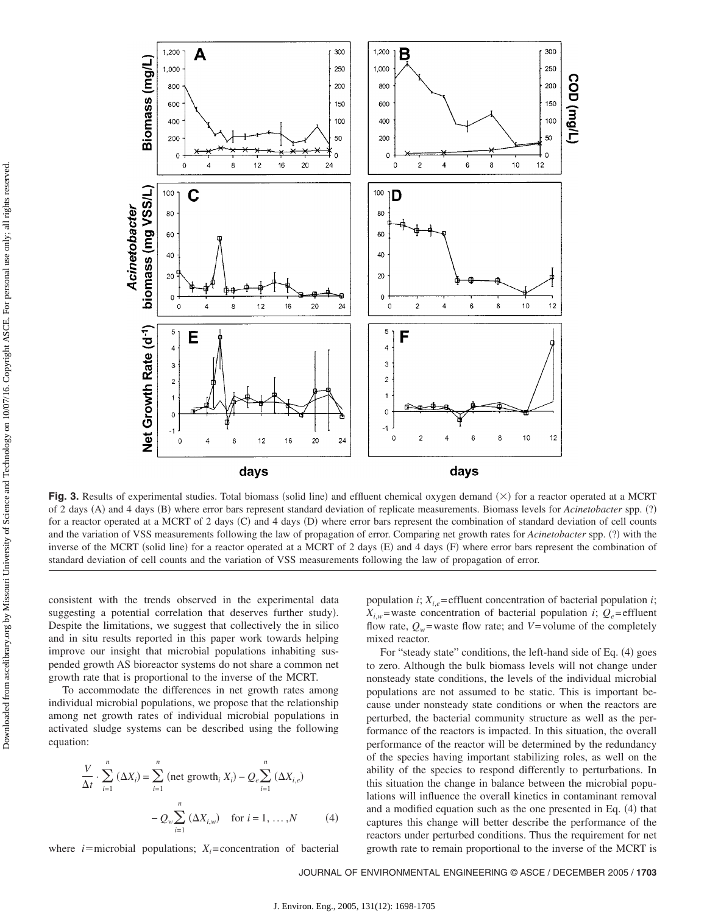**Fig. 3.** Results of experimental studies. Total biomass (solid line) and effluent chemical oxygen demand (×) for a reactor operated at a MCRT of 2 days (A) and 4 days (B) where error bars represent standard deviation of replicate measurements. Biomass levels for *Acinetobacter* spp. (?) for a reactor operated at a MCRT of 2 days (C) and 4 days (D) where error bars represent the combination of standard deviation of cell counts and the variation of VSS measurements following the law of propagation of error. Comparing net growth rates for *Acinetobacter* spp. (?) with the inverse of the MCRT (solid line) for a reactor operated at a MCRT of 2 days (E) and 4 days (F) where error bars represent the combination of standard deviation of cell counts and the variation of VSS measurements following the law of propagation of error.

consistent with the trends observed in the experimental data suggesting a potential correlation that deserves further study). Despite the limitations, we suggest that collectively the in silico and in situ results reported in this paper work towards helping improve our insight that microbial populations inhabiting suspended growth AS bioreactor systems do not share a common net growth rate that is proportional to the inverse of the MCRT.

To accommodate the differences in net growth rates among individual microbial populations, we propose that the relationship among net growth rates of individual microbial populations in activated sludge systems can be described using the following equation:

$$\frac{V}{\Delta t} \cdot \sum_{i=1}^{n} (\Delta X_i) = \sum_{i=1}^{n} (\text{net growth}_i \, X_i) - Q_e \sum_{i=1}^{n} (\Delta X_{i,e}) - Q_w \sum_{i=1}^{n} (\Delta X_{i,w}) \quad \text{for } i = 1, \ldots, N \tag{4}$$

where $i$=microbial populations; $X_i$=concentration of bacterial population $i$; $X_{i,e}$=effluent concentration of bacterial population $i$; $X_{i,w}$=waste concentration of bacterial population $i$; $Q_e$=effluent flow rate, $Q_w$=waste flow rate; and $V$=volume of the completely mixed reactor.

For "steady state" conditions, the left-hand side of Eq. (4) goes to zero. Although the bulk biomass levels will not change under nonsteady state conditions, the levels of the individual microbial populations are not assumed to be static. This is important because under nonsteady state conditions or when the reactors are perturbed, the bacterial community structure as well as the performance of the reactors is impacted. In this situation, the overall performance of the reactor will be determined by the redundancy of the species having important stabilizing roles, as well on the ability of the species to respond differently to perturbations. In this situation the change in balance between the microbial populations will influence the overall kinetics in contaminant removal and a modified equation such as the one presented in Eq. (4) that captures this change will better describe the performance of the reactors under perturbed conditions. Thus the requirement for net growth rate to remain proportional to the inverse of the MCRT is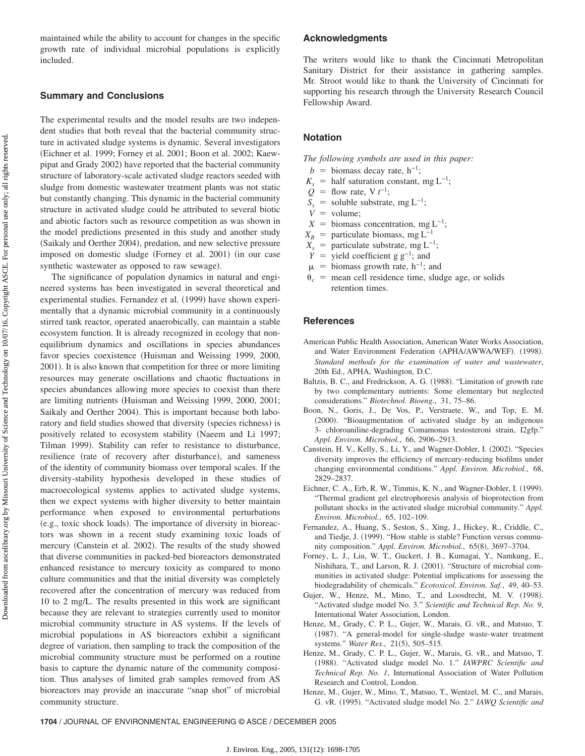maintained while the ability to account for changes in the specific growth rate of individual microbial populations is explicitly included.

## Summary and Conclusions

The experimental results and the model results are two independent studies that both reveal that the bacterial community structure in activated sludge systems is dynamic. Several investigators (Eichner et al. 1999; Forney et al. 2001; Boon et al. 2002; Kaewpipat and Grady 2002) have reported that the bacterial community structure of laboratory-scale activated sludge reactors seeded with sludge from domestic wastewater treatment plants was not static but constantly changing. This dynamic in the bacterial community structure in activated sludge could be attributed to several biotic and abiotic factors such as resource competition as was shown in the model predictions presented in this study and another study (Saikaly and Oerther 2004), predation, and new selective pressure imposed on domestic sludge (Forney et al. 2001) (in our case synthetic wastewater as opposed to raw sewage).

The significance of population dynamics in natural and engineered systems has been investigated in several theoretical and experimental studies. Fernandez et al. (1999) have shown experimentally that a dynamic microbial community in a continuously stirred tank reactor, operated anaerobically, can maintain a stable ecosystem function. It is already recognized in ecology that nonequilibrium dynamics and oscillations in species abundances favor species coexistence (Huisman and Weissing 1999, 2000, 2001). It is also known that competition for three or more limiting resources may generate oscillations and chaotic fluctuations in species abundances allowing more species to coexist than there are limiting nutrients (Huisman and Weissing 1999, 2000, 2001; Saikaly and Oerther 2004). This is important because both laboratory and field studies showed that diversity (species richness) is positively related to ecosystem stability (Naeem and Li 1997; Tilman 1999). Stability can refer to resistance to disturbance, resilience (rate of recovery after disturbance), and sameness of the identity of community biomass over temporal scales. If the diversity-stability hypothesis developed in these studies of macroecological systems applies to activated sludge systems, then we expect systems with higher diversity to better maintain performance when exposed to environmental perturbations (e.g., toxic shock loads). The importance of diversity in bioreactors was shown in a recent study examining toxic loads of mercury (Canstein et al. 2002). The results of the study showed that diverse communities in packed-bed bioreactors demonstrated enhanced resistance to mercury toxicity as compared to mono culture communities and that the initial diversity was completely recovered after the concentration of mercury was reduced from 10 to 2 mg/L. The results presented in this work are significant because they are relevant to strategies currently used to monitor microbial community structure in AS systems. If the levels of microbial populations in AS bioreactors exhibit a significant degree of variation, then sampling to track the composition of the microbial community structure must be performed on a routine basis to capture the dynamic nature of the community composition. Thus analyses of limited grab samples removed from AS bioreactors may provide an inaccurate "snap shot" of microbial community structure.

## Acknowledgments

The writers would like to thank the Cincinnati Metropolitan Sanitary District for their assistance in gathering samples. Mr. Stroot would like to thank the University of Cincinnati for supporting his research through the University Research Council Fellowship Award.

## Notation

*The following symbols are used in this paper:*

- $b$ = biomass decay rate, $h^{-1}$;
- $K_s$ = half saturation constant, mg $L^{-1}$;
- $Q$ = flow rate, V $t^{-1}$;
- $S_s$ = soluble substrate, mg $L^{-1}$;
- $V$ = volume;
- $X$ = biomass concentration, mg $L^{-1}$;
- $X_B$ = particulate biomass, mg $L^{-1}$
- $X_s$ = particulate substrate, mg $L^{-1}$;
- $Y$ = yield coefficient g $g^{-1}$; and
- $\mu$ = biomass growth rate, $h^{-1}$; and
- $\theta_c$ = mean cell residence time, sludge age, or solids retention times.

## References

American Public Health Association, American Water Works Association, and Water Environment Federation (APHA/AWWA/WEF). (1998). *Standard methods for the examination of water and wastewater*, 20th Ed., APHA, Washington, D.C.

Baltzis, B. C., and Fredrickson, A. G. (1988). "Limitation of growth rate by two complementary nutrients: Some elementary but neglected considerations." *Biotechnol. Bioeng.*, 31, 75–86.

Boon, N., Goris, J., De Vos, P., Verstraete, W., and Top, E. M. (2000). "Bioaugmentation of activated sludge by an indigenous 3- chloroaniline-degrading Comamonas testosteroni strain, I2gfp." *Appl. Environ. Microbiol.*, 66, 2906–2913.

Canstein, H. V., Kelly, S., Li, Y., and Wagner-Dobler, I. (2002). "Species diversity improves the efficiency of mercury-reducing biofilms under changing environmental conditions." *Appl. Environ. Microbiol.*, 68, 2829–2837.

Eichner, C. A., Erb, R. W., Timmis, K. N., and Wagner-Dobler, I. (1999). "Thermal gradient gel electrophoresis analysis of bioprotection from pollutant shocks in the activated sludge microbial community." *Appl. Environ. Microbiol.*, 65, 102–109.

Fernandez, A., Huang, S., Seston, S., Xing, J., Hickey, R., Criddle, C., and Tiedje, J. (1999). "How stable is stable? Function versus community composition." *Appl. Environ. Microbiol.*, 65(8), 3697–3704.

Forney, L. J., Liu, W. T., Guckert, J. B., Kumagai, Y., Namkung, E., Nishihara, T., and Larson, R. J. (2001). "Structure of microbial communities in activated sludge: Potential implications for assessing the biodegradability of chemicals." *Ecotoxicol. Environ. Saf.*, 49, 40–53.

Gujer, W., Henze, M., Mino, T., and Loosdrecht, M. V. (1998). "Activated sludge model No. 3." *Scientific and Technical Rep. No. 9*, International Water Association, London.

Henze, M., Grady, C. P. L., Gujer, W., Marais, G. vR., and Matsuo, T. (1987). "A general-model for single-sludge waste-water treatment systems." *Water Res.*, 21(5), 505–515.

Henze, M., Grady, C. P. L., Gujer, W., Marais, G. vR., and Matsuo, T. (1988). "Activated sludge model No. 1." *IAWPRC Scientific and Technical Rep. No. 1*, International Association of Water Pollution Research and Control, London.

Henze, M., Gujer, W., Mino, T., Matsuo, T., Wentzel, M. C., and Marais, G. vR. (1995). "Activated sludge model No. 2." *IAWQ Scientific and*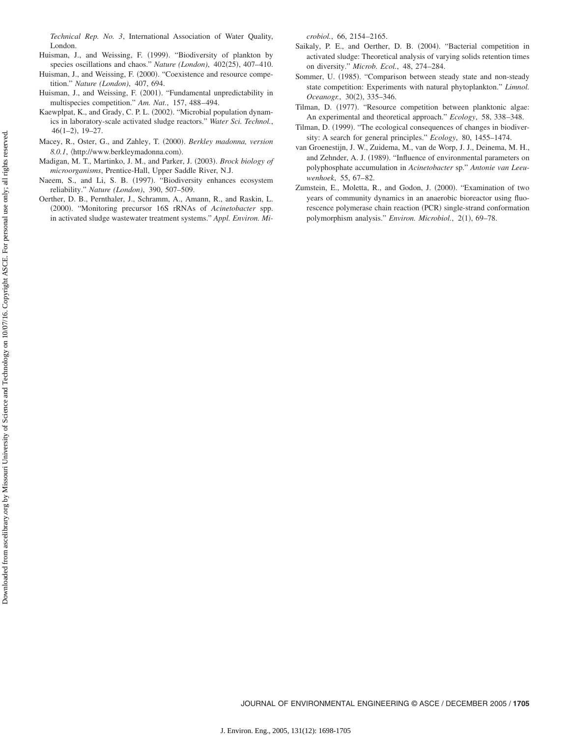*Technical Rep. No. 3*, International Association of Water Quality, London.

Huisman, J., and Weissing, F. (1999). "Biodiversity of plankton by species oscillations and chaos." *Nature (London)*, 402(25), 407–410.

Huisman, J., and Weissing, F. (2000). "Coexistence and resource competition." *Nature (London)*, 407, 694.

Huisman, J., and Weissing, F. (2001). "Fundamental unpredictability in multispecies competition." *Am. Nat.*, 157, 488–494.

Kaewplpat, K., and Grady, C. P. L. (2002). "Microbial population dynamics in laboratory-scale activated sludge reactors." *Water Sci. Technol.*, 46(1–2), 19–27.

Macey, R., Oster, G., and Zahley, T. (2000). *Berkley madonna, version 8.0.1*, ⟨http://www.berkleymadonna.com⟩.

Madigan, M. T., Martinko, J. M., and Parker, J. (2003). *Brock biology of microorganisms*, Prentice-Hall, Upper Saddle River, N.J.

Naeem, S., and Li, S. B. (1997). "Biodiversity enhances ecosystem reliability." *Nature (London)*, 390, 507–509.

Oerther, D. B., Pernthaler, J., Schramm, A., Amann, R., and Raskin, L. (2000). "Monitoring precursor 16S rRNAs of *Acinetobacter* spp. in activated sludge wastewater treatment systems." *Appl. Environ. Microbiol.*, 66, 2154–2165.

Saikaly, P. E., and Oerther, D. B. (2004). "Bacterial competition in activated sludge: Theoretical analysis of varying solids retention times on diversity." *Microb. Ecol.*, 48, 274–284.

Sommer, U. (1985). "Comparison between steady state and non-steady state competition: Experiments with natural phytoplankton." *Limnol. Oceanogr.*, 30(2), 335–346.

Tilman, D. (1977). "Resource competition between planktonic algae: An experimental and theoretical approach." *Ecology*, 58, 338–348.

Tilman, D. (1999). "The ecological consequences of changes in biodiversity: A search for general principles." *Ecology*, 80, 1455–1474.

van Groenestijn, J. W., Zuidema, M., van de Worp, J. J., Deinema, M. H., and Zehnder, A. J. (1989). "Influence of environmental parameters on polyphosphate accumulation in *Acinetobacter* sp." *Antonie van Leeuwenhoek*, 55, 67–82.

Zumstein, E., Moletta, R., and Godon, J. (2000). "Examination of two years of community dynamics in an anaerobic bioreactor using fluorescence polymerase chain reaction (PCR) single-strand conformation polymorphism analysis." *Environ. Microbiol.*, 2(1), 69–78.